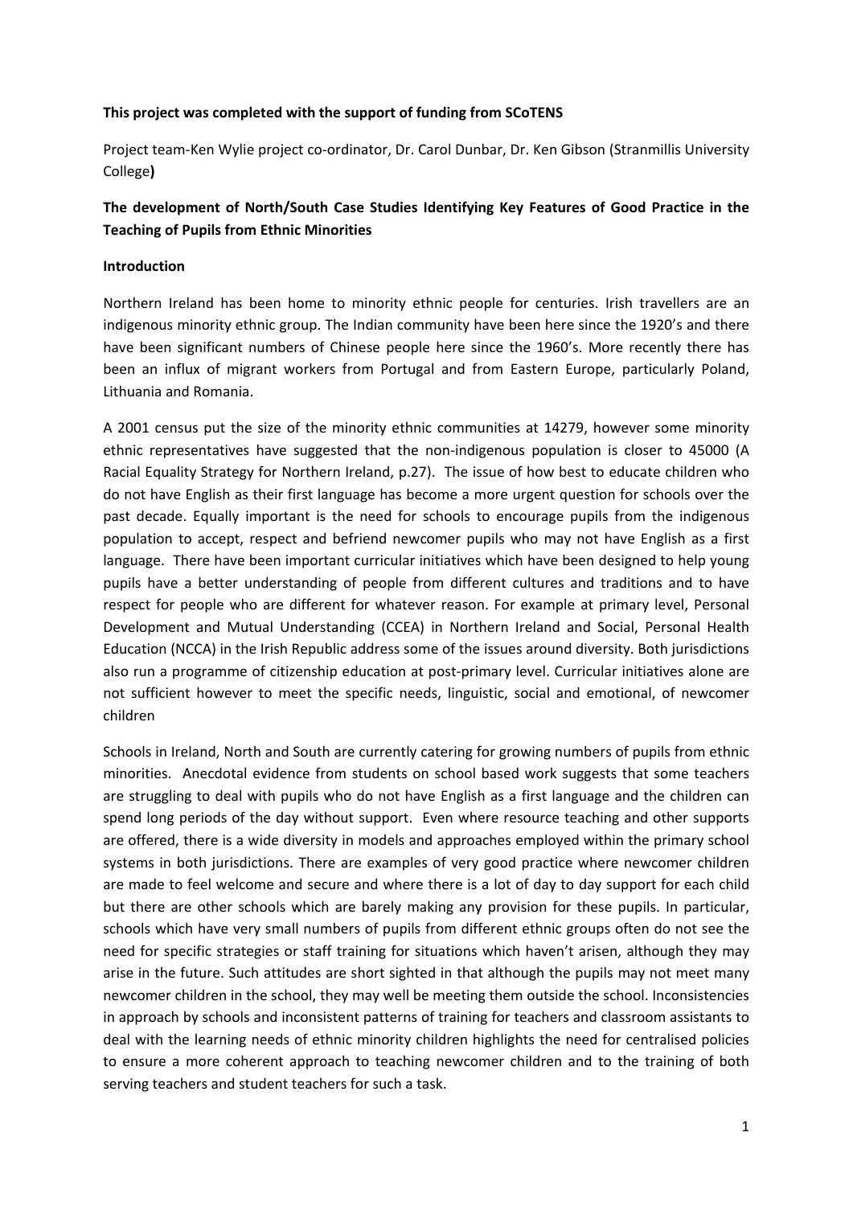**This project was completed with the support of funding from SCoTENS**

Project team-Ken Wylie project co-ordinator, Dr. Carol Dunbar, Dr. Ken Gibson (Stranmillis University College**)**

## The development of North/South Case Studies Identifying Key Features of Good Practice in the Teaching of Pupils from Ethnic Minorities

### Introduction

Northern Ireland has been home to minority ethnic people for centuries. Irish travellers are an indigenous minority ethnic group. The Indian community have been here since the 1920's and there have been significant numbers of Chinese people here since the 1960's. More recently there has been an influx of migrant workers from Portugal and from Eastern Europe, particularly Poland, Lithuania and Romania.

A 2001 census put the size of the minority ethnic communities at 14279, however some minority ethnic representatives have suggested that the non-indigenous population is closer to 45000 (A Racial Equality Strategy for Northern Ireland, p.27). The issue of how best to educate children who do not have English as their first language has become a more urgent question for schools over the past decade. Equally important is the need for schools to encourage pupils from the indigenous population to accept, respect and befriend newcomer pupils who may not have English as a first language. There have been important curricular initiatives which have been designed to help young pupils have a better understanding of people from different cultures and traditions and to have respect for people who are different for whatever reason. For example at primary level, Personal Development and Mutual Understanding (CCEA) in Northern Ireland and Social, Personal Health Education (NCCA) in the Irish Republic address some of the issues around diversity. Both jurisdictions also run a programme of citizenship education at post-primary level. Curricular initiatives alone are not sufficient however to meet the specific needs, linguistic, social and emotional, of newcomer children

Schools in Ireland, North and South are currently catering for growing numbers of pupils from ethnic minorities. Anecdotal evidence from students on school based work suggests that some teachers are struggling to deal with pupils who do not have English as a first language and the children can spend long periods of the day without support. Even where resource teaching and other supports are offered, there is a wide diversity in models and approaches employed within the primary school systems in both jurisdictions. There are examples of very good practice where newcomer children are made to feel welcome and secure and where there is a lot of day to day support for each child but there are other schools which are barely making any provision for these pupils. In particular, schools which have very small numbers of pupils from different ethnic groups often do not see the need for specific strategies or staff training for situations which haven't arisen, although they may arise in the future. Such attitudes are short sighted in that although the pupils may not meet many newcomer children in the school, they may well be meeting them outside the school. Inconsistencies in approach by schools and inconsistent patterns of training for teachers and classroom assistants to deal with the learning needs of ethnic minority children highlights the need for centralised policies to ensure a more coherent approach to teaching newcomer children and to the training of both serving teachers and student teachers for such a task.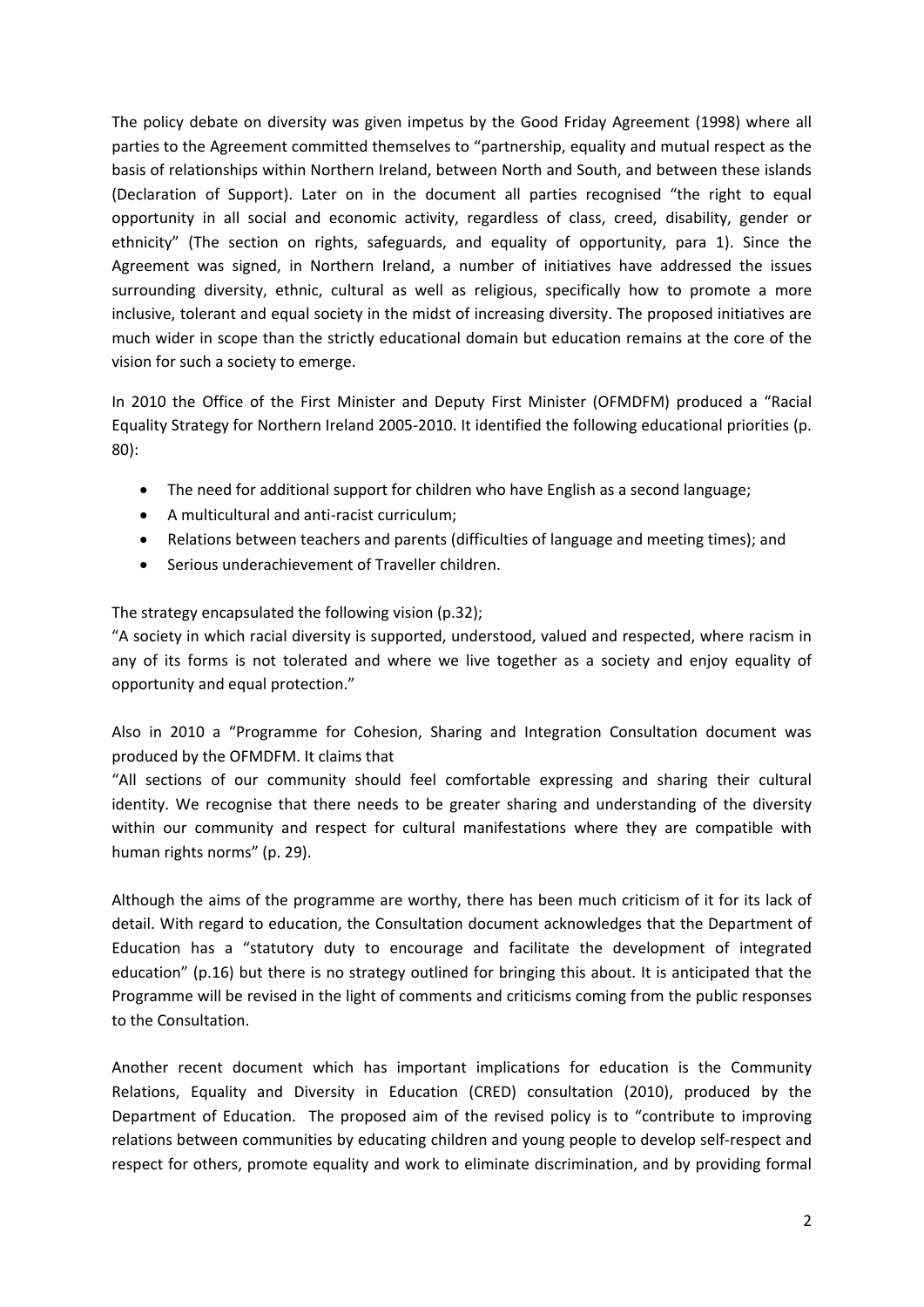The policy debate on diversity was given impetus by the Good Friday Agreement (1998) where all parties to the Agreement committed themselves to "partnership, equality and mutual respect as the basis of relationships within Northern Ireland, between North and South, and between these islands (Declaration of Support). Later on in the document all parties recognised "the right to equal opportunity in all social and economic activity, regardless of class, creed, disability, gender or ethnicity" (The section on rights, safeguards, and equality of opportunity, para 1). Since the Agreement was signed, in Northern Ireland, a number of initiatives have addressed the issues surrounding diversity, ethnic, cultural as well as religious, specifically how to promote a more inclusive, tolerant and equal society in the midst of increasing diversity. The proposed initiatives are much wider in scope than the strictly educational domain but education remains at the core of the vision for such a society to emerge.

In 2010 the Office of the First Minister and Deputy First Minister (OFMDFM) produced a "Racial Equality Strategy for Northern Ireland 2005-2010. It identified the following educational priorities (p. 80):

- The need for additional support for children who have English as a second language;
- A multicultural and anti-racist curriculum;
- Relations between teachers and parents (difficulties of language and meeting times); and
- Serious underachievement of Traveller children.

The strategy encapsulated the following vision (p.32);

"A society in which racial diversity is supported, understood, valued and respected, where racism in any of its forms is not tolerated and where we live together as a society and enjoy equality of opportunity and equal protection."

Also in 2010 a "Programme for Cohesion, Sharing and Integration Consultation document was produced by the OFMDFM. It claims that

"All sections of our community should feel comfortable expressing and sharing their cultural identity. We recognise that there needs to be greater sharing and understanding of the diversity within our community and respect for cultural manifestations where they are compatible with human rights norms" (p. 29).

Although the aims of the programme are worthy, there has been much criticism of it for its lack of detail. With regard to education, the Consultation document acknowledges that the Department of Education has a "statutory duty to encourage and facilitate the development of integrated education" (p.16) but there is no strategy outlined for bringing this about. It is anticipated that the Programme will be revised in the light of comments and criticisms coming from the public responses to the Consultation.

Another recent document which has important implications for education is the Community Relations, Equality and Diversity in Education (CRED) consultation (2010), produced by the Department of Education. The proposed aim of the revised policy is to "contribute to improving relations between communities by educating children and young people to develop self-respect and respect for others, promote equality and work to eliminate discrimination, and by providing formal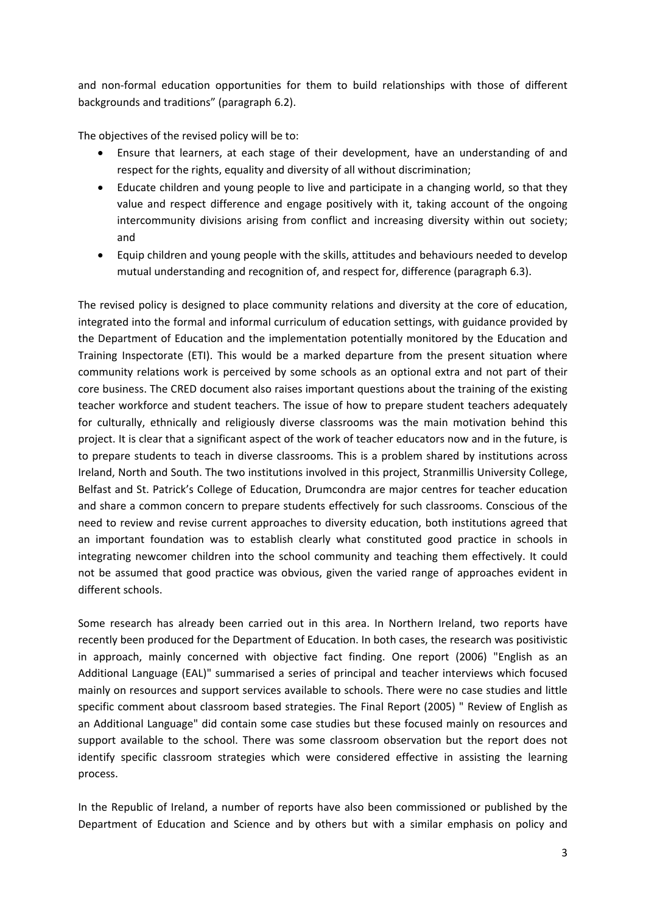and non-formal education opportunities for them to build relationships with those of different backgrounds and traditions" (paragraph 6.2).

The objectives of the revised policy will be to:

- Ensure that learners, at each stage of their development, have an understanding of and respect for the rights, equality and diversity of all without discrimination;
- Educate children and young people to live and participate in a changing world, so that they value and respect difference and engage positively with it, taking account of the ongoing intercommunity divisions arising from conflict and increasing diversity within out society; and
- Equip children and young people with the skills, attitudes and behaviours needed to develop mutual understanding and recognition of, and respect for, difference (paragraph 6.3).

The revised policy is designed to place community relations and diversity at the core of education, integrated into the formal and informal curriculum of education settings, with guidance provided by the Department of Education and the implementation potentially monitored by the Education and Training Inspectorate (ETI). This would be a marked departure from the present situation where community relations work is perceived by some schools as an optional extra and not part of their core business. The CRED document also raises important questions about the training of the existing teacher workforce and student teachers. The issue of how to prepare student teachers adequately for culturally, ethnically and religiously diverse classrooms was the main motivation behind this project. It is clear that a significant aspect of the work of teacher educators now and in the future, is to prepare students to teach in diverse classrooms. This is a problem shared by institutions across Ireland, North and South. The two institutions involved in this project, Stranmillis University College, Belfast and St. Patrick's College of Education, Drumcondra are major centres for teacher education and share a common concern to prepare students effectively for such classrooms. Conscious of the need to review and revise current approaches to diversity education, both institutions agreed that an important foundation was to establish clearly what constituted good practice in schools in integrating newcomer children into the school community and teaching them effectively. It could not be assumed that good practice was obvious, given the varied range of approaches evident in different schools.

Some research has already been carried out in this area. In Northern Ireland, two reports have recently been produced for the Department of Education. In both cases, the research was positivistic in approach, mainly concerned with objective fact finding. One report (2006) "English as an Additional Language (EAL)" summarised a series of principal and teacher interviews which focused mainly on resources and support services available to schools. There were no case studies and little specific comment about classroom based strategies. The Final Report (2005) " Review of English as an Additional Language" did contain some case studies but these focused mainly on resources and support available to the school. There was some classroom observation but the report does not identify specific classroom strategies which were considered effective in assisting the learning process.

In the Republic of Ireland, a number of reports have also been commissioned or published by the Department of Education and Science and by others but with a similar emphasis on policy and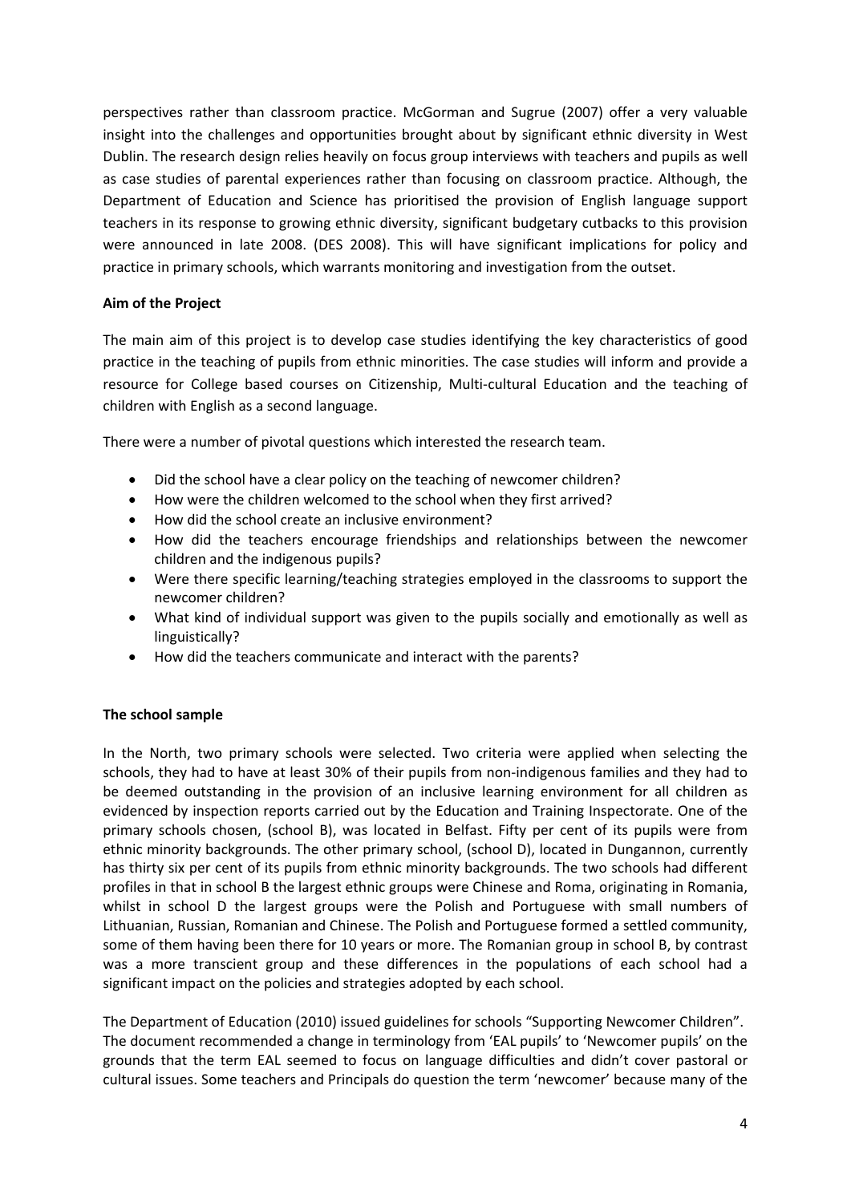perspectives rather than classroom practice. McGorman and Sugrue (2007) offer a very valuable insight into the challenges and opportunities brought about by significant ethnic diversity in West Dublin. The research design relies heavily on focus group interviews with teachers and pupils as well as case studies of parental experiences rather than focusing on classroom practice. Although, the Department of Education and Science has prioritised the provision of English language support teachers in its response to growing ethnic diversity, significant budgetary cutbacks to this provision were announced in late 2008. (DES 2008). This will have significant implications for policy and practice in primary schools, which warrants monitoring and investigation from the outset.

**Aim of the Project**

The main aim of this project is to develop case studies identifying the key characteristics of good practice in the teaching of pupils from ethnic minorities. The case studies will inform and provide a resource for College based courses on Citizenship, Multi-cultural Education and the teaching of children with English as a second language.

There were a number of pivotal questions which interested the research team.

- Did the school have a clear policy on the teaching of newcomer children?
- How were the children welcomed to the school when they first arrived?
- How did the school create an inclusive environment?
- How did the teachers encourage friendships and relationships between the newcomer children and the indigenous pupils?
- Were there specific learning/teaching strategies employed in the classrooms to support the newcomer children?
- What kind of individual support was given to the pupils socially and emotionally as well as linguistically?
- How did the teachers communicate and interact with the parents?

**The school sample**

In the North, two primary schools were selected. Two criteria were applied when selecting the schools, they had to have at least 30% of their pupils from non-indigenous families and they had to be deemed outstanding in the provision of an inclusive learning environment for all children as evidenced by inspection reports carried out by the Education and Training Inspectorate. One of the primary schools chosen, (school B), was located in Belfast. Fifty per cent of its pupils were from ethnic minority backgrounds. The other primary school, (school D), located in Dungannon, currently has thirty six per cent of its pupils from ethnic minority backgrounds. The two schools had different profiles in that in school B the largest ethnic groups were Chinese and Roma, originating in Romania, whilst in school D the largest groups were the Polish and Portuguese with small numbers of Lithuanian, Russian, Romanian and Chinese. The Polish and Portuguese formed a settled community, some of them having been there for 10 years or more. The Romanian group in school B, by contrast was a more transcient group and these differences in the populations of each school had a significant impact on the policies and strategies adopted by each school.

The Department of Education (2010) issued guidelines for schools "Supporting Newcomer Children". The document recommended a change in terminology from 'EAL pupils' to 'Newcomer pupils' on the grounds that the term EAL seemed to focus on language difficulties and didn't cover pastoral or cultural issues. Some teachers and Principals do question the term 'newcomer' because many of the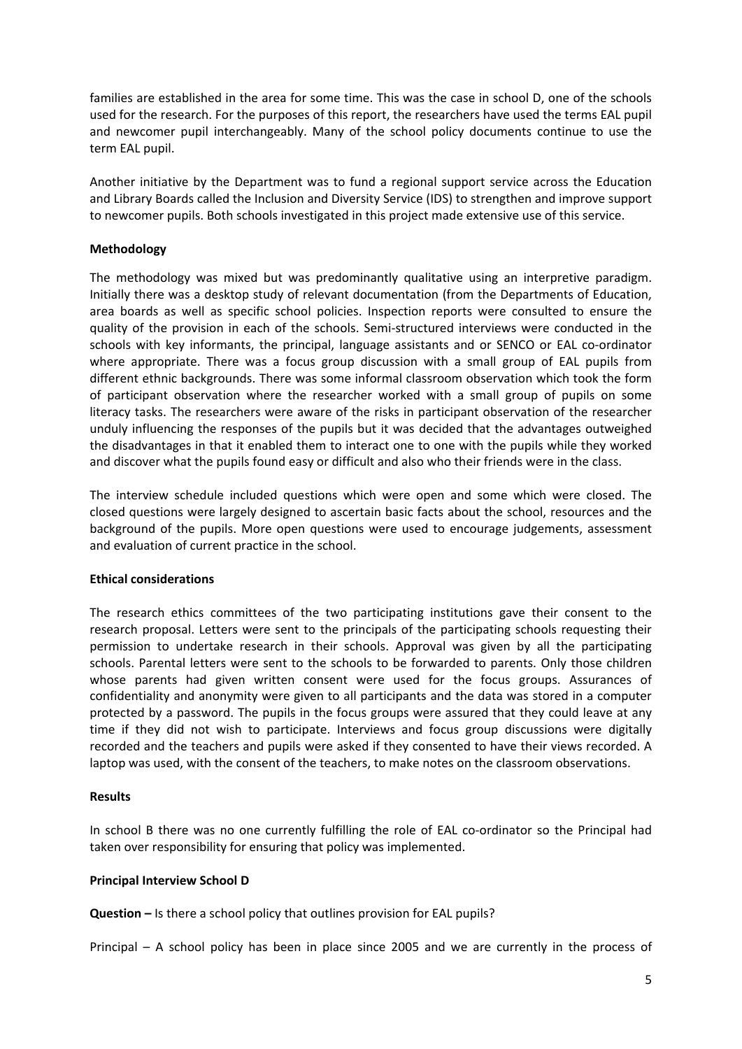families are established in the area for some time. This was the case in school D, one of the schools used for the research. For the purposes of this report, the researchers have used the terms EAL pupil and newcomer pupil interchangeably. Many of the school policy documents continue to use the term EAL pupil.

Another initiative by the Department was to fund a regional support service across the Education and Library Boards called the Inclusion and Diversity Service (IDS) to strengthen and improve support to newcomer pupils. Both schools investigated in this project made extensive use of this service.

**Methodology**

The methodology was mixed but was predominantly qualitative using an interpretive paradigm. Initially there was a desktop study of relevant documentation (from the Departments of Education, area boards as well as specific school policies. Inspection reports were consulted to ensure the quality of the provision in each of the schools. Semi-structured interviews were conducted in the schools with key informants, the principal, language assistants and or SENCO or EAL co-ordinator where appropriate. There was a focus group discussion with a small group of EAL pupils from different ethnic backgrounds. There was some informal classroom observation which took the form of participant observation where the researcher worked with a small group of pupils on some literacy tasks. The researchers were aware of the risks in participant observation of the researcher unduly influencing the responses of the pupils but it was decided that the advantages outweighed the disadvantages in that it enabled them to interact one to one with the pupils while they worked and discover what the pupils found easy or difficult and also who their friends were in the class.

The interview schedule included questions which were open and some which were closed. The closed questions were largely designed to ascertain basic facts about the school, resources and the background of the pupils. More open questions were used to encourage judgements, assessment and evaluation of current practice in the school.

**Ethical considerations**

The research ethics committees of the two participating institutions gave their consent to the research proposal. Letters were sent to the principals of the participating schools requesting their permission to undertake research in their schools. Approval was given by all the participating schools. Parental letters were sent to the schools to be forwarded to parents. Only those children whose parents had given written consent were used for the focus groups. Assurances of confidentiality and anonymity were given to all participants and the data was stored in a computer protected by a password. The pupils in the focus groups were assured that they could leave at any time if they did not wish to participate. Interviews and focus group discussions were digitally recorded and the teachers and pupils were asked if they consented to have their views recorded. A laptop was used, with the consent of the teachers, to make notes on the classroom observations.

**Results**

In school B there was no one currently fulfilling the role of EAL co-ordinator so the Principal had taken over responsibility for ensuring that policy was implemented.

**Principal Interview School D**

**Question –** Is there a school policy that outlines provision for EAL pupils?

Principal – A school policy has been in place since 2005 and we are currently in the process of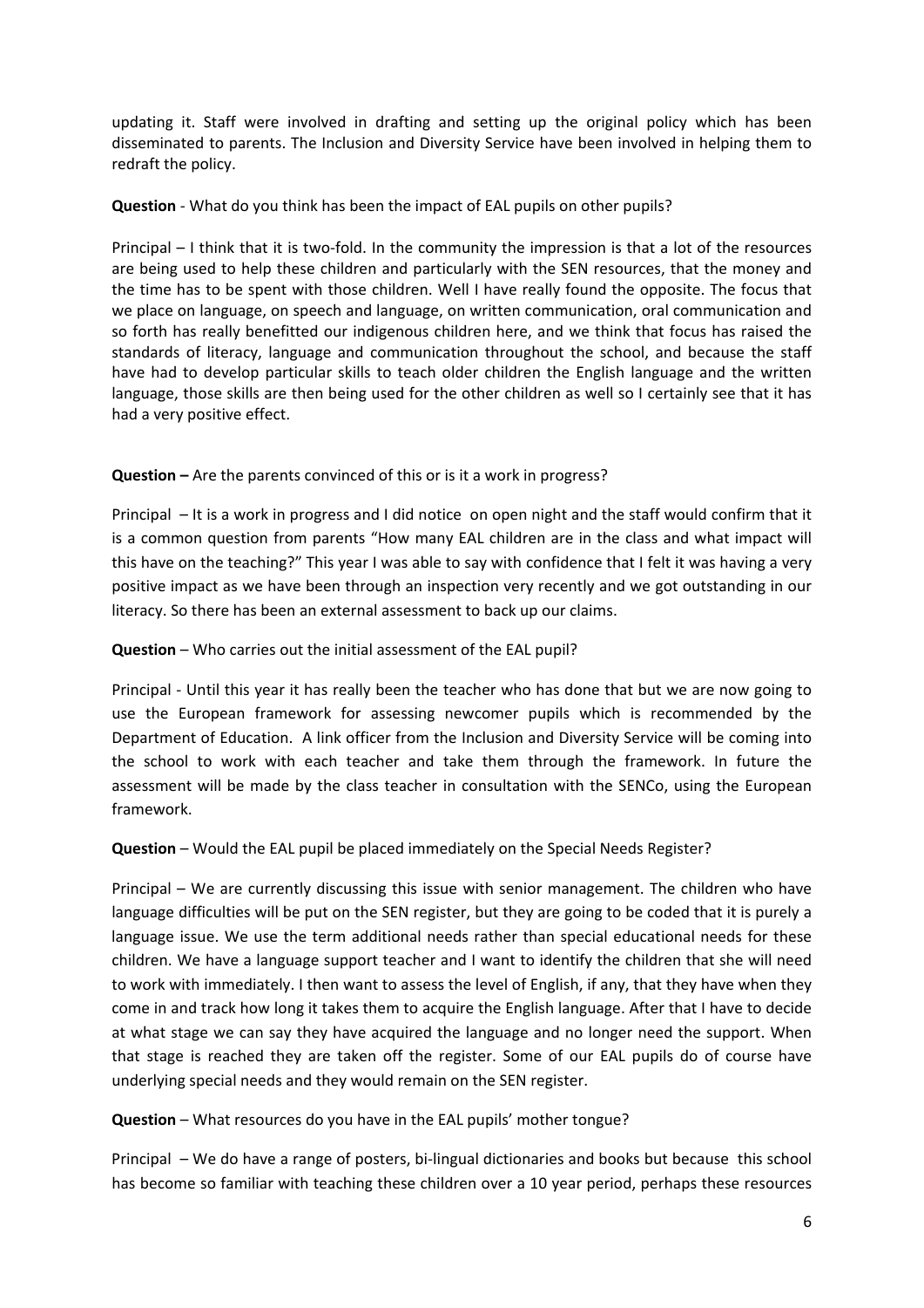updating it. Staff were involved in drafting and setting up the original policy which has been disseminated to parents. The Inclusion and Diversity Service have been involved in helping them to redraft the policy.

**Question** - What do you think has been the impact of EAL pupils on other pupils?

Principal – I think that it is two-fold. In the community the impression is that a lot of the resources are being used to help these children and particularly with the SEN resources, that the money and the time has to be spent with those children. Well I have really found the opposite. The focus that we place on language, on speech and language, on written communication, oral communication and so forth has really benefitted our indigenous children here, and we think that focus has raised the standards of literacy, language and communication throughout the school, and because the staff have had to develop particular skills to teach older children the English language and the written language, those skills are then being used for the other children as well so I certainly see that it has had a very positive effect.

**Question –** Are the parents convinced of this or is it a work in progress?

Principal – It is a work in progress and I did notice on open night and the staff would confirm that it is a common question from parents "How many EAL children are in the class and what impact will this have on the teaching?" This year I was able to say with confidence that I felt it was having a very positive impact as we have been through an inspection very recently and we got outstanding in our literacy. So there has been an external assessment to back up our claims.

**Question** – Who carries out the initial assessment of the EAL pupil?

Principal - Until this year it has really been the teacher who has done that but we are now going to use the European framework for assessing newcomer pupils which is recommended by the Department of Education. A link officer from the Inclusion and Diversity Service will be coming into the school to work with each teacher and take them through the framework. In future the assessment will be made by the class teacher in consultation with the SENCo, using the European framework.

**Question** – Would the EAL pupil be placed immediately on the Special Needs Register?

Principal – We are currently discussing this issue with senior management. The children who have language difficulties will be put on the SEN register, but they are going to be coded that it is purely a language issue. We use the term additional needs rather than special educational needs for these children. We have a language support teacher and I want to identify the children that she will need to work with immediately. I then want to assess the level of English, if any, that they have when they come in and track how long it takes them to acquire the English language. After that I have to decide at what stage we can say they have acquired the language and no longer need the support. When that stage is reached they are taken off the register. Some of our EAL pupils do of course have underlying special needs and they would remain on the SEN register.

**Question** – What resources do you have in the EAL pupils' mother tongue?

Principal – We do have a range of posters, bi-lingual dictionaries and books but because this school has become so familiar with teaching these children over a 10 year period, perhaps these resources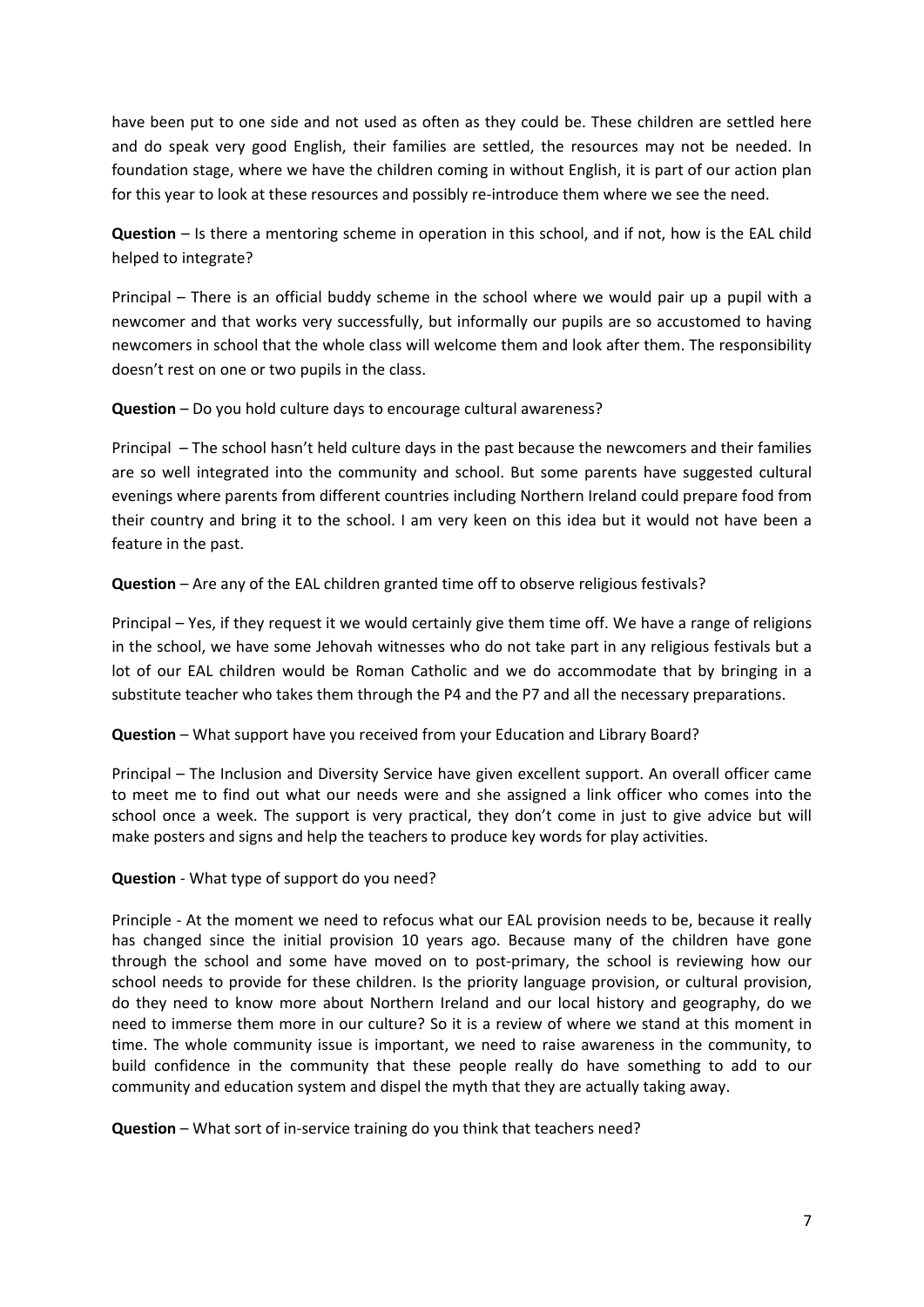have been put to one side and not used as often as they could be. These children are settled here and do speak very good English, their families are settled, the resources may not be needed. In foundation stage, where we have the children coming in without English, it is part of our action plan for this year to look at these resources and possibly re-introduce them where we see the need.

**Question** – Is there a mentoring scheme in operation in this school, and if not, how is the EAL child helped to integrate?

Principal – There is an official buddy scheme in the school where we would pair up a pupil with a newcomer and that works very successfully, but informally our pupils are so accustomed to having newcomers in school that the whole class will welcome them and look after them. The responsibility doesn't rest on one or two pupils in the class.

**Question** – Do you hold culture days to encourage cultural awareness?

Principal – The school hasn't held culture days in the past because the newcomers and their families are so well integrated into the community and school. But some parents have suggested cultural evenings where parents from different countries including Northern Ireland could prepare food from their country and bring it to the school. I am very keen on this idea but it would not have been a feature in the past.

**Question** – Are any of the EAL children granted time off to observe religious festivals?

Principal – Yes, if they request it we would certainly give them time off. We have a range of religions in the school, we have some Jehovah witnesses who do not take part in any religious festivals but a lot of our EAL children would be Roman Catholic and we do accommodate that by bringing in a substitute teacher who takes them through the P4 and the P7 and all the necessary preparations.

**Question** – What support have you received from your Education and Library Board?

Principal – The Inclusion and Diversity Service have given excellent support. An overall officer came to meet me to find out what our needs were and she assigned a link officer who comes into the school once a week. The support is very practical, they don't come in just to give advice but will make posters and signs and help the teachers to produce key words for play activities.

**Question** - What type of support do you need?

Principle - At the moment we need to refocus what our EAL provision needs to be, because it really has changed since the initial provision 10 years ago. Because many of the children have gone through the school and some have moved on to post-primary, the school is reviewing how our school needs to provide for these children. Is the priority language provision, or cultural provision, do they need to know more about Northern Ireland and our local history and geography, do we need to immerse them more in our culture? So it is a review of where we stand at this moment in time. The whole community issue is important, we need to raise awareness in the community, to build confidence in the community that these people really do have something to add to our community and education system and dispel the myth that they are actually taking away.

**Question** – What sort of in-service training do you think that teachers need?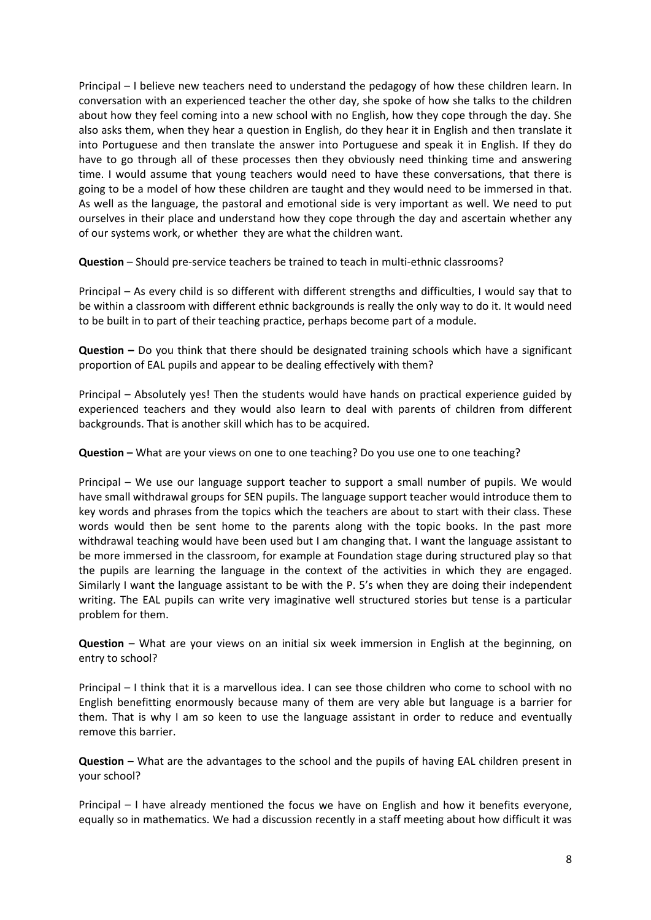Principal – I believe new teachers need to understand the pedagogy of how these children learn. In conversation with an experienced teacher the other day, she spoke of how she talks to the children about how they feel coming into a new school with no English, how they cope through the day. She also asks them, when they hear a question in English, do they hear it in English and then translate it into Portuguese and then translate the answer into Portuguese and speak it in English. If they do have to go through all of these processes then they obviously need thinking time and answering time. I would assume that young teachers would need to have these conversations, that there is going to be a model of how these children are taught and they would need to be immersed in that. As well as the language, the pastoral and emotional side is very important as well. We need to put ourselves in their place and understand how they cope through the day and ascertain whether any of our systems work, or whether they are what the children want.

**Question** – Should pre-service teachers be trained to teach in multi-ethnic classrooms?

Principal – As every child is so different with different strengths and difficulties, I would say that to be within a classroom with different ethnic backgrounds is really the only way to do it. It would need to be built in to part of their teaching practice, perhaps become part of a module.

**Question –** Do you think that there should be designated training schools which have a significant proportion of EAL pupils and appear to be dealing effectively with them?

Principal – Absolutely yes! Then the students would have hands on practical experience guided by experienced teachers and they would also learn to deal with parents of children from different backgrounds. That is another skill which has to be acquired.

**Question –** What are your views on one to one teaching? Do you use one to one teaching?

Principal – We use our language support teacher to support a small number of pupils. We would have small withdrawal groups for SEN pupils. The language support teacher would introduce them to key words and phrases from the topics which the teachers are about to start with their class. These words would then be sent home to the parents along with the topic books. In the past more withdrawal teaching would have been used but I am changing that. I want the language assistant to be more immersed in the classroom, for example at Foundation stage during structured play so that the pupils are learning the language in the context of the activities in which they are engaged. Similarly I want the language assistant to be with the P. 5's when they are doing their independent writing. The EAL pupils can write very imaginative well structured stories but tense is a particular problem for them.

**Question** – What are your views on an initial six week immersion in English at the beginning, on entry to school?

Principal – I think that it is a marvellous idea. I can see those children who come to school with no English benefitting enormously because many of them are very able but language is a barrier for them. That is why I am so keen to use the language assistant in order to reduce and eventually remove this barrier.

**Question** – What are the advantages to the school and the pupils of having EAL children present in your school?

Principal – I have already mentioned the focus we have on English and how it benefits everyone, equally so in mathematics. We had a discussion recently in a staff meeting about how difficult it was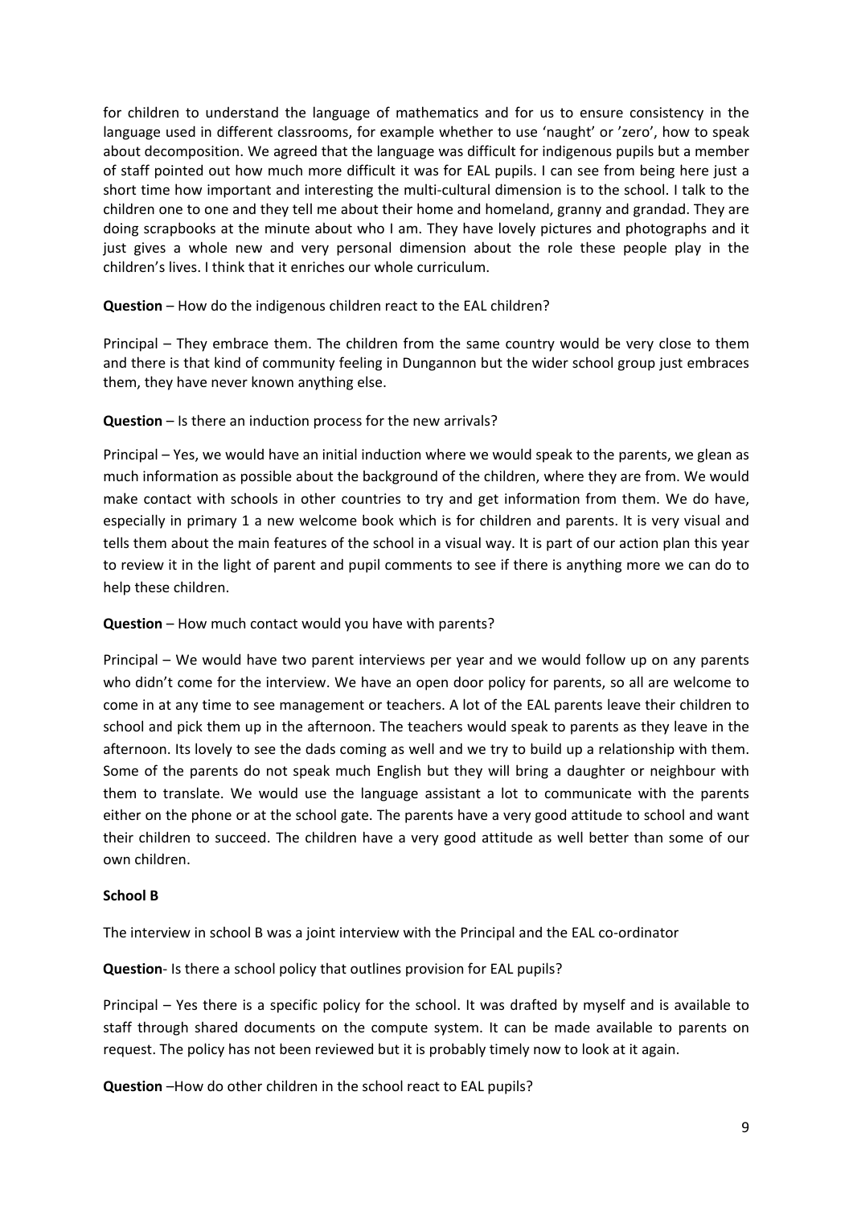for children to understand the language of mathematics and for us to ensure consistency in the language used in different classrooms, for example whether to use 'naught' or 'zero', how to speak about decomposition. We agreed that the language was difficult for indigenous pupils but a member of staff pointed out how much more difficult it was for EAL pupils. I can see from being here just a short time how important and interesting the multi-cultural dimension is to the school. I talk to the children one to one and they tell me about their home and homeland, granny and grandad. They are doing scrapbooks at the minute about who I am. They have lovely pictures and photographs and it just gives a whole new and very personal dimension about the role these people play in the children's lives. I think that it enriches our whole curriculum.

**Question** – How do the indigenous children react to the EAL children?

Principal – They embrace them. The children from the same country would be very close to them and there is that kind of community feeling in Dungannon but the wider school group just embraces them, they have never known anything else.

**Question** – Is there an induction process for the new arrivals?

Principal – Yes, we would have an initial induction where we would speak to the parents, we glean as much information as possible about the background of the children, where they are from. We would make contact with schools in other countries to try and get information from them. We do have, especially in primary 1 a new welcome book which is for children and parents. It is very visual and tells them about the main features of the school in a visual way. It is part of our action plan this year to review it in the light of parent and pupil comments to see if there is anything more we can do to help these children.

**Question** – How much contact would you have with parents?

Principal – We would have two parent interviews per year and we would follow up on any parents who didn't come for the interview. We have an open door policy for parents, so all are welcome to come in at any time to see management or teachers. A lot of the EAL parents leave their children to school and pick them up in the afternoon. The teachers would speak to parents as they leave in the afternoon. Its lovely to see the dads coming as well and we try to build up a relationship with them. Some of the parents do not speak much English but they will bring a daughter or neighbour with them to translate. We would use the language assistant a lot to communicate with the parents either on the phone or at the school gate. The parents have a very good attitude to school and want their children to succeed. The children have a very good attitude as well better than some of our own children.

**School B**

The interview in school B was a joint interview with the Principal and the EAL co-ordinator

**Question**- Is there a school policy that outlines provision for EAL pupils?

Principal – Yes there is a specific policy for the school. It was drafted by myself and is available to staff through shared documents on the compute system. It can be made available to parents on request. The policy has not been reviewed but it is probably timely now to look at it again.

**Question** –How do other children in the school react to EAL pupils?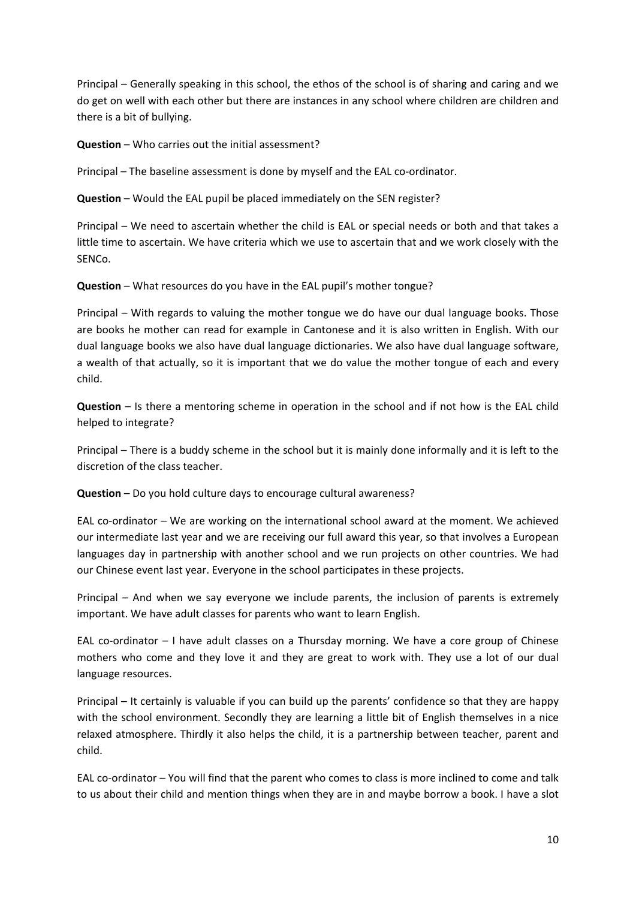Principal – Generally speaking in this school, the ethos of the school is of sharing and caring and we do get on well with each other but there are instances in any school where children are children and there is a bit of bullying.

**Question** – Who carries out the initial assessment?

Principal – The baseline assessment is done by myself and the EAL co-ordinator.

**Question** – Would the EAL pupil be placed immediately on the SEN register?

Principal – We need to ascertain whether the child is EAL or special needs or both and that takes a little time to ascertain. We have criteria which we use to ascertain that and we work closely with the SENCo.

**Question** – What resources do you have in the EAL pupil's mother tongue?

Principal – With regards to valuing the mother tongue we do have our dual language books. Those are books he mother can read for example in Cantonese and it is also written in English. With our dual language books we also have dual language dictionaries. We also have dual language software, a wealth of that actually, so it is important that we do value the mother tongue of each and every child.

**Question** – Is there a mentoring scheme in operation in the school and if not how is the EAL child helped to integrate?

Principal – There is a buddy scheme in the school but it is mainly done informally and it is left to the discretion of the class teacher.

**Question** – Do you hold culture days to encourage cultural awareness?

EAL co-ordinator – We are working on the international school award at the moment. We achieved our intermediate last year and we are receiving our full award this year, so that involves a European languages day in partnership with another school and we run projects on other countries. We had our Chinese event last year. Everyone in the school participates in these projects.

Principal – And when we say everyone we include parents, the inclusion of parents is extremely important. We have adult classes for parents who want to learn English.

EAL co-ordinator – I have adult classes on a Thursday morning. We have a core group of Chinese mothers who come and they love it and they are great to work with. They use a lot of our dual language resources.

Principal – It certainly is valuable if you can build up the parents' confidence so that they are happy with the school environment. Secondly they are learning a little bit of English themselves in a nice relaxed atmosphere. Thirdly it also helps the child, it is a partnership between teacher, parent and child.

EAL co-ordinator – You will find that the parent who comes to class is more inclined to come and talk to us about their child and mention things when they are in and maybe borrow a book. I have a slot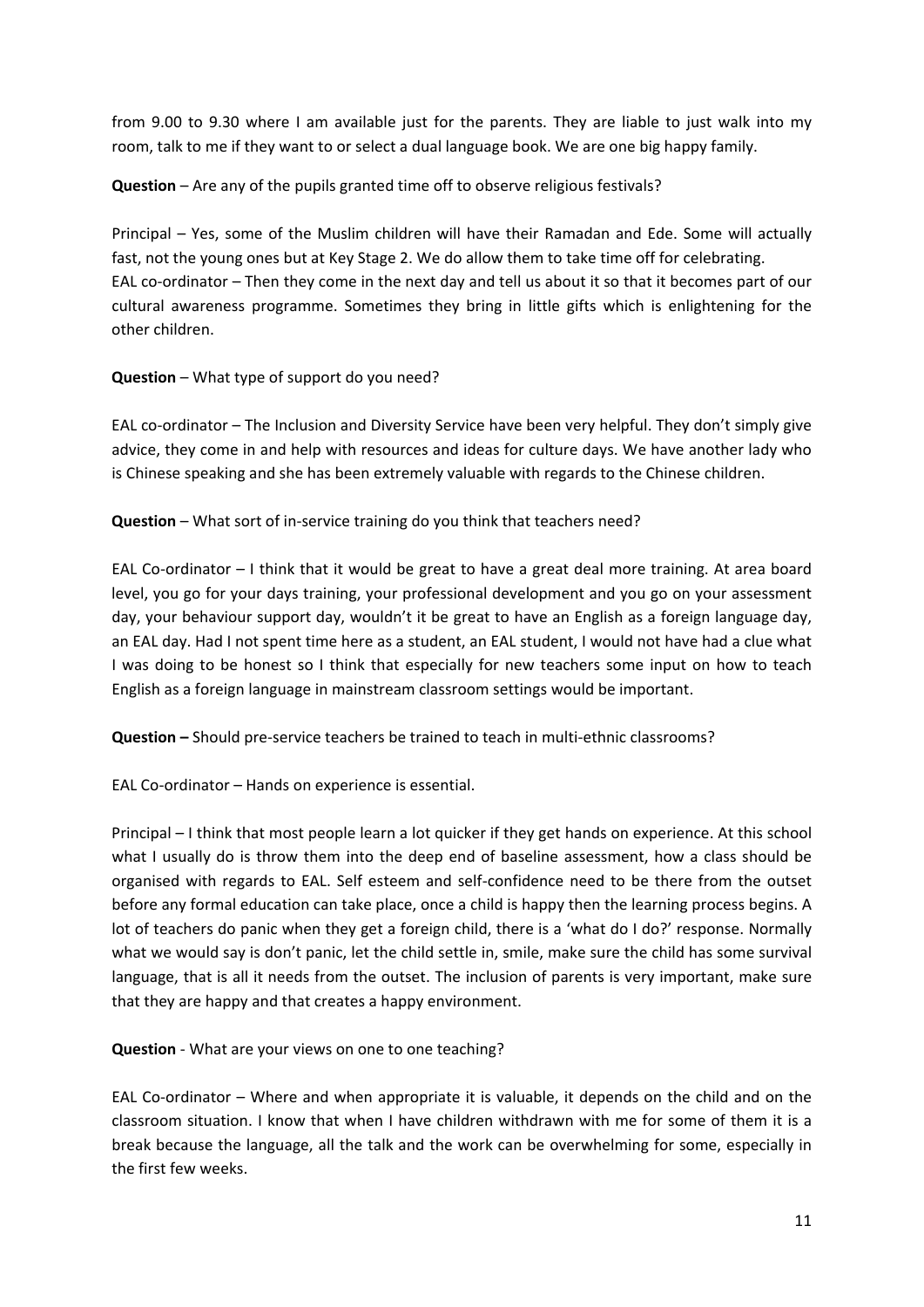from 9.00 to 9.30 where I am available just for the parents. They are liable to just walk into my room, talk to me if they want to or select a dual language book. We are one big happy family.

**Question** – Are any of the pupils granted time off to observe religious festivals?

Principal – Yes, some of the Muslim children will have their Ramadan and Ede. Some will actually fast, not the young ones but at Key Stage 2. We do allow them to take time off for celebrating.
EAL co-ordinator – Then they come in the next day and tell us about it so that it becomes part of our cultural awareness programme. Sometimes they bring in little gifts which is enlightening for the other children.

**Question** – What type of support do you need?

EAL co-ordinator – The Inclusion and Diversity Service have been very helpful. They don't simply give advice, they come in and help with resources and ideas for culture days. We have another lady who is Chinese speaking and she has been extremely valuable with regards to the Chinese children.

**Question** – What sort of in-service training do you think that teachers need?

EAL Co-ordinator – I think that it would be great to have a great deal more training. At area board level, you go for your days training, your professional development and you go on your assessment day, your behaviour support day, wouldn't it be great to have an English as a foreign language day, an EAL day. Had I not spent time here as a student, an EAL student, I would not have had a clue what I was doing to be honest so I think that especially for new teachers some input on how to teach English as a foreign language in mainstream classroom settings would be important.

**Question –** Should pre-service teachers be trained to teach in multi-ethnic classrooms?

EAL Co-ordinator – Hands on experience is essential.

Principal – I think that most people learn a lot quicker if they get hands on experience. At this school what I usually do is throw them into the deep end of baseline assessment, how a class should be organised with regards to EAL. Self esteem and self-confidence need to be there from the outset before any formal education can take place, once a child is happy then the learning process begins. A lot of teachers do panic when they get a foreign child, there is a 'what do I do?' response. Normally what we would say is don't panic, let the child settle in, smile, make sure the child has some survival language, that is all it needs from the outset. The inclusion of parents is very important, make sure that they are happy and that creates a happy environment.

**Question** - What are your views on one to one teaching?

EAL Co-ordinator – Where and when appropriate it is valuable, it depends on the child and on the classroom situation. I know that when I have children withdrawn with me for some of them it is a break because the language, all the talk and the work can be overwhelming for some, especially in the first few weeks.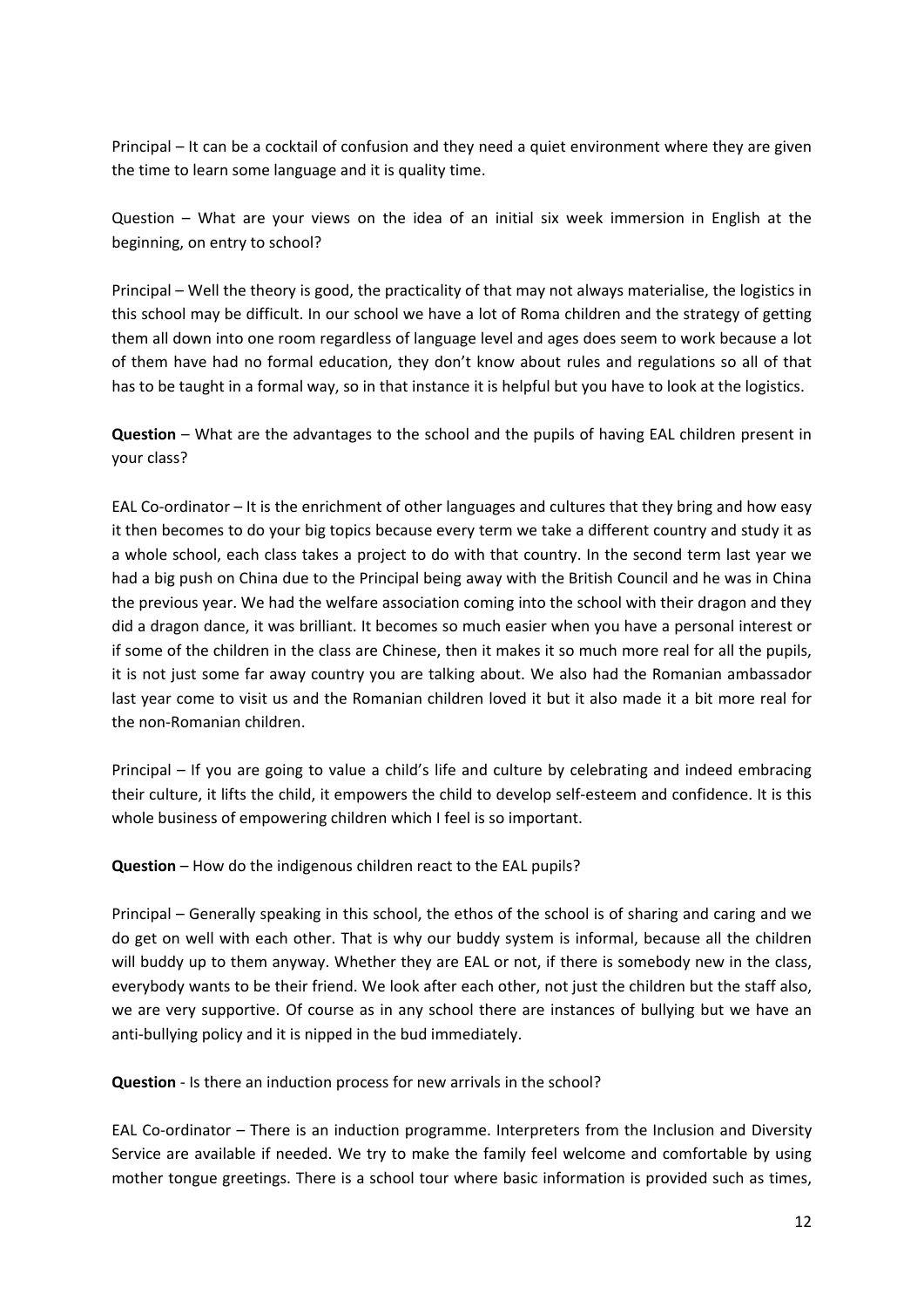Principal – It can be a cocktail of confusion and they need a quiet environment where they are given the time to learn some language and it is quality time.

Question – What are your views on the idea of an initial six week immersion in English at the beginning, on entry to school?

Principal – Well the theory is good, the practicality of that may not always materialise, the logistics in this school may be difficult. In our school we have a lot of Roma children and the strategy of getting them all down into one room regardless of language level and ages does seem to work because a lot of them have had no formal education, they don't know about rules and regulations so all of that has to be taught in a formal way, so in that instance it is helpful but you have to look at the logistics.

**Question** – What are the advantages to the school and the pupils of having EAL children present in your class?

EAL Co-ordinator – It is the enrichment of other languages and cultures that they bring and how easy it then becomes to do your big topics because every term we take a different country and study it as a whole school, each class takes a project to do with that country. In the second term last year we had a big push on China due to the Principal being away with the British Council and he was in China the previous year. We had the welfare association coming into the school with their dragon and they did a dragon dance, it was brilliant. It becomes so much easier when you have a personal interest or if some of the children in the class are Chinese, then it makes it so much more real for all the pupils, it is not just some far away country you are talking about. We also had the Romanian ambassador last year come to visit us and the Romanian children loved it but it also made it a bit more real for the non-Romanian children.

Principal – If you are going to value a child's life and culture by celebrating and indeed embracing their culture, it lifts the child, it empowers the child to develop self-esteem and confidence. It is this whole business of empowering children which I feel is so important.

**Question** – How do the indigenous children react to the EAL pupils?

Principal – Generally speaking in this school, the ethos of the school is of sharing and caring and we do get on well with each other. That is why our buddy system is informal, because all the children will buddy up to them anyway. Whether they are EAL or not, if there is somebody new in the class, everybody wants to be their friend. We look after each other, not just the children but the staff also, we are very supportive. Of course as in any school there are instances of bullying but we have an anti-bullying policy and it is nipped in the bud immediately.

**Question** - Is there an induction process for new arrivals in the school?

EAL Co-ordinator – There is an induction programme. Interpreters from the Inclusion and Diversity Service are available if needed. We try to make the family feel welcome and comfortable by using mother tongue greetings. There is a school tour where basic information is provided such as times,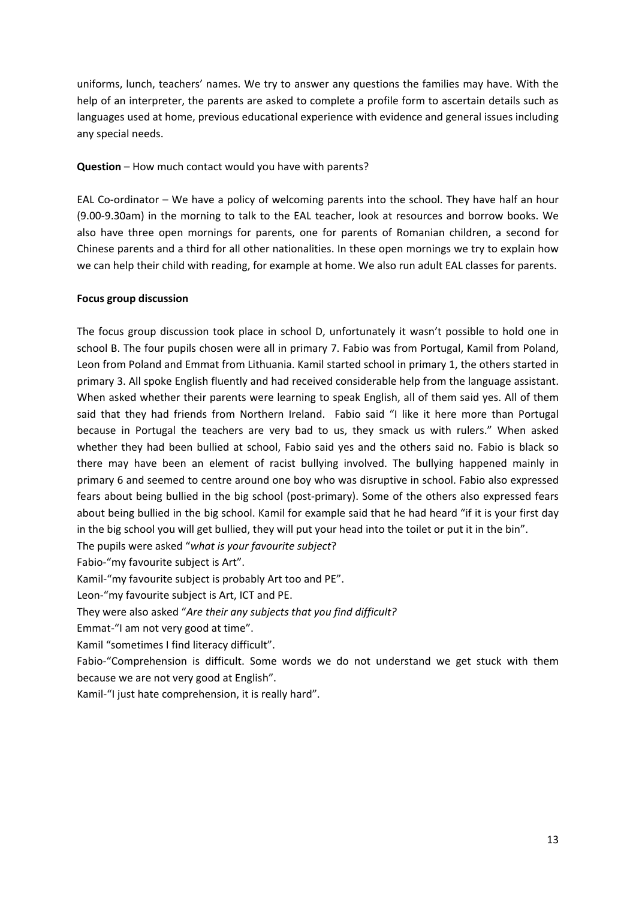uniforms, lunch, teachers' names. We try to answer any questions the families may have. With the help of an interpreter, the parents are asked to complete a profile form to ascertain details such as languages used at home, previous educational experience with evidence and general issues including any special needs.

**Question** – How much contact would you have with parents?

EAL Co-ordinator – We have a policy of welcoming parents into the school. They have half an hour (9.00-9.30am) in the morning to talk to the EAL teacher, look at resources and borrow books. We also have three open mornings for parents, one for parents of Romanian children, a second for Chinese parents and a third for all other nationalities. In these open mornings we try to explain how we can help their child with reading, for example at home. We also run adult EAL classes for parents.

**Focus group discussion**

The focus group discussion took place in school D, unfortunately it wasn't possible to hold one in school B. The four pupils chosen were all in primary 7. Fabio was from Portugal, Kamil from Poland, Leon from Poland and Emmat from Lithuania. Kamil started school in primary 1, the others started in primary 3. All spoke English fluently and had received considerable help from the language assistant. When asked whether their parents were learning to speak English, all of them said yes. All of them said that they had friends from Northern Ireland. Fabio said "I like it here more than Portugal because in Portugal the teachers are very bad to us, they smack us with rulers." When asked whether they had been bullied at school, Fabio said yes and the others said no. Fabio is black so there may have been an element of racist bullying involved. The bullying happened mainly in primary 6 and seemed to centre around one boy who was disruptive in school. Fabio also expressed fears about being bullied in the big school (post-primary). Some of the others also expressed fears about being bullied in the big school. Kamil for example said that he had heard "if it is your first day in the big school you will get bullied, they will put your head into the toilet or put it in the bin".

The pupils were asked "*what is your favourite subject*?

Fabio-"my favourite subject is Art".

Kamil-"my favourite subject is probably Art too and PE".

Leon-"my favourite subject is Art, ICT and PE.

They were also asked "*Are their any subjects that you find difficult?*

Emmat-"I am not very good at time".

Kamil "sometimes I find literacy difficult".

Fabio-"Comprehension is difficult. Some words we do not understand we get stuck with them because we are not very good at English".

Kamil-"I just hate comprehension, it is really hard".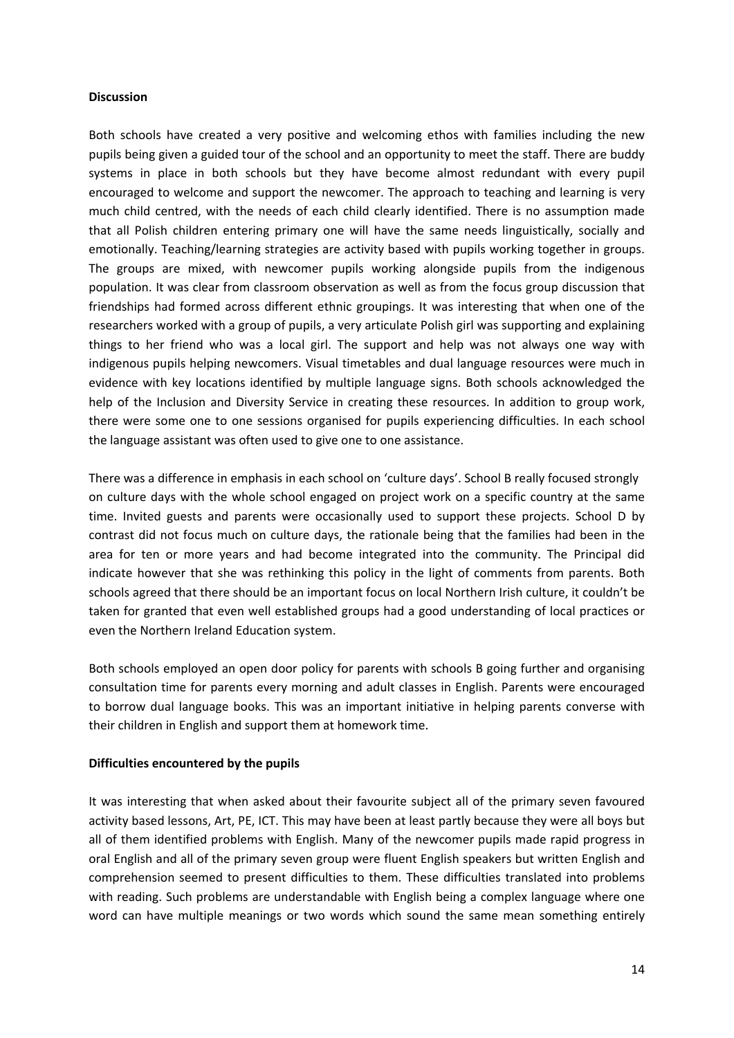**Discussion**

Both schools have created a very positive and welcoming ethos with families including the new pupils being given a guided tour of the school and an opportunity to meet the staff. There are buddy systems in place in both schools but they have become almost redundant with every pupil encouraged to welcome and support the newcomer. The approach to teaching and learning is very much child centred, with the needs of each child clearly identified. There is no assumption made that all Polish children entering primary one will have the same needs linguistically, socially and emotionally. Teaching/learning strategies are activity based with pupils working together in groups. The groups are mixed, with newcomer pupils working alongside pupils from the indigenous population. It was clear from classroom observation as well as from the focus group discussion that friendships had formed across different ethnic groupings. It was interesting that when one of the researchers worked with a group of pupils, a very articulate Polish girl was supporting and explaining things to her friend who was a local girl. The support and help was not always one way with indigenous pupils helping newcomers. Visual timetables and dual language resources were much in evidence with key locations identified by multiple language signs. Both schools acknowledged the help of the Inclusion and Diversity Service in creating these resources. In addition to group work, there were some one to one sessions organised for pupils experiencing difficulties. In each school the language assistant was often used to give one to one assistance.

There was a difference in emphasis in each school on 'culture days'. School B really focused strongly on culture days with the whole school engaged on project work on a specific country at the same time. Invited guests and parents were occasionally used to support these projects. School D by contrast did not focus much on culture days, the rationale being that the families had been in the area for ten or more years and had become integrated into the community. The Principal did indicate however that she was rethinking this policy in the light of comments from parents. Both schools agreed that there should be an important focus on local Northern Irish culture, it couldn't be taken for granted that even well established groups had a good understanding of local practices or even the Northern Ireland Education system.

Both schools employed an open door policy for parents with schools B going further and organising consultation time for parents every morning and adult classes in English. Parents were encouraged to borrow dual language books. This was an important initiative in helping parents converse with their children in English and support them at homework time.

**Difficulties encountered by the pupils**

It was interesting that when asked about their favourite subject all of the primary seven favoured activity based lessons, Art, PE, ICT. This may have been at least partly because they were all boys but all of them identified problems with English. Many of the newcomer pupils made rapid progress in oral English and all of the primary seven group were fluent English speakers but written English and comprehension seemed to present difficulties to them. These difficulties translated into problems with reading. Such problems are understandable with English being a complex language where one word can have multiple meanings or two words which sound the same mean something entirely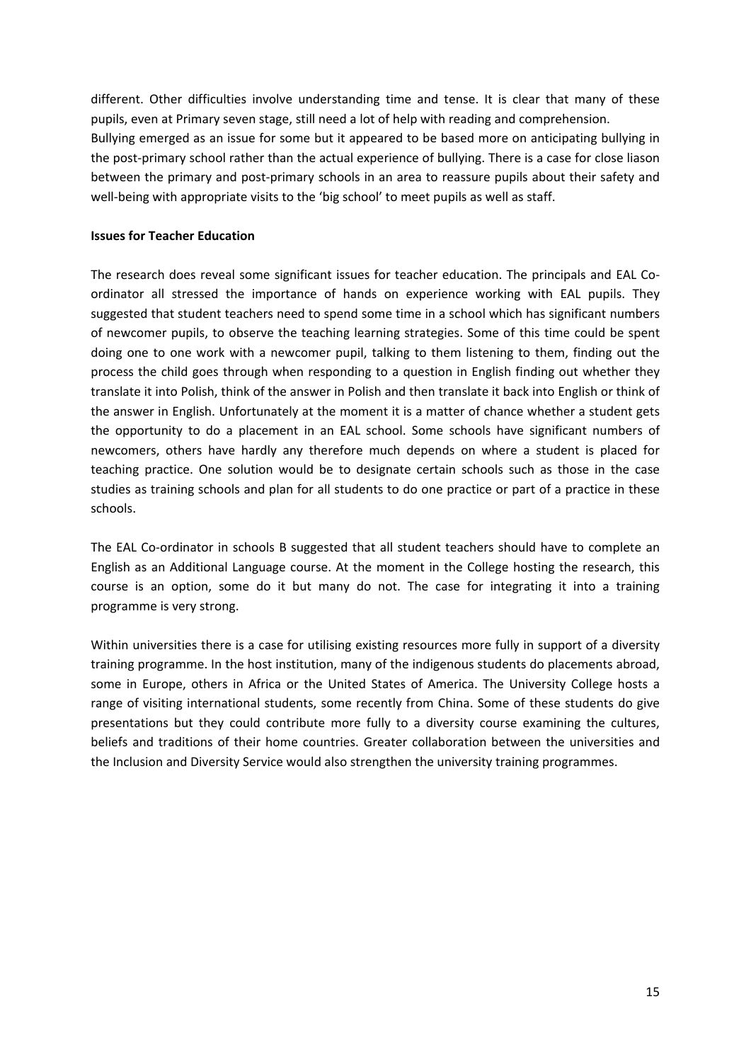different. Other difficulties involve understanding time and tense. It is clear that many of these pupils, even at Primary seven stage, still need a lot of help with reading and comprehension.
Bullying emerged as an issue for some but it appeared to be based more on anticipating bullying in the post-primary school rather than the actual experience of bullying. There is a case for close liason between the primary and post-primary schools in an area to reassure pupils about their safety and well-being with appropriate visits to the 'big school' to meet pupils as well as staff.

**Issues for Teacher Education**

The research does reveal some significant issues for teacher education. The principals and EAL Co-ordinator all stressed the importance of hands on experience working with EAL pupils. They suggested that student teachers need to spend some time in a school which has significant numbers of newcomer pupils, to observe the teaching learning strategies. Some of this time could be spent doing one to one work with a newcomer pupil, talking to them listening to them, finding out the process the child goes through when responding to a question in English finding out whether they translate it into Polish, think of the answer in Polish and then translate it back into English or think of the answer in English. Unfortunately at the moment it is a matter of chance whether a student gets the opportunity to do a placement in an EAL school. Some schools have significant numbers of newcomers, others have hardly any therefore much depends on where a student is placed for teaching practice. One solution would be to designate certain schools such as those in the case studies as training schools and plan for all students to do one practice or part of a practice in these schools.

The EAL Co-ordinator in schools B suggested that all student teachers should have to complete an English as an Additional Language course. At the moment in the College hosting the research, this course is an option, some do it but many do not. The case for integrating it into a training programme is very strong.

Within universities there is a case for utilising existing resources more fully in support of a diversity training programme. In the host institution, many of the indigenous students do placements abroad, some in Europe, others in Africa or the United States of America. The University College hosts a range of visiting international students, some recently from China. Some of these students do give presentations but they could contribute more fully to a diversity course examining the cultures, beliefs and traditions of their home countries. Greater collaboration between the universities and the Inclusion and Diversity Service would also strengthen the university training programmes.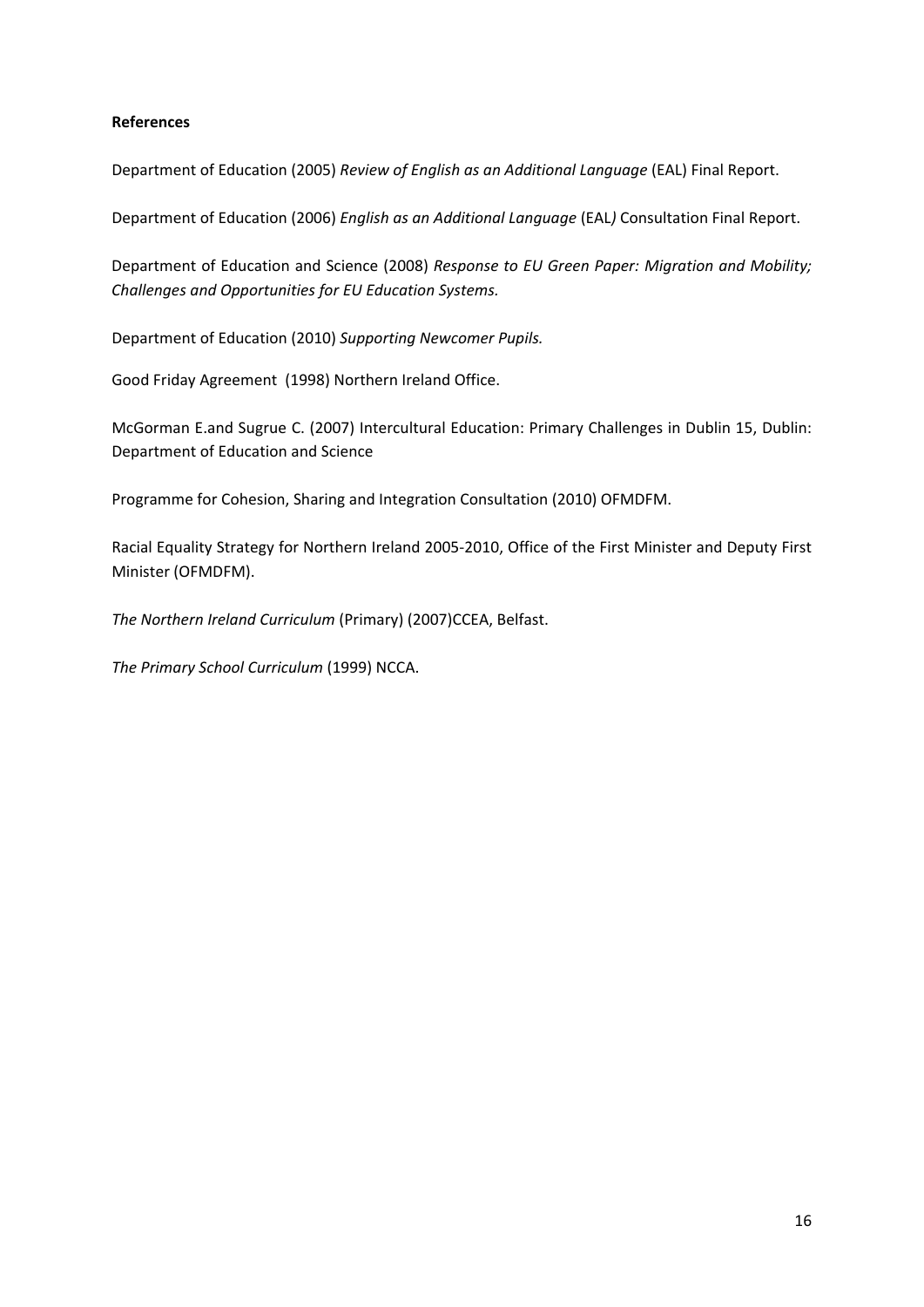**References**

Department of Education (2005) *Review of English as an Additional Language* (EAL) Final Report.

Department of Education (2006) *English as an Additional Language* (EAL*)* Consultation Final Report.

Department of Education and Science (2008) *Response to EU Green Paper: Migration and Mobility; Challenges and Opportunities for EU Education Systems.*

Department of Education (2010) *Supporting Newcomer Pupils.*

Good Friday Agreement (1998) Northern Ireland Office.

McGorman E.and Sugrue C. (2007) Intercultural Education: Primary Challenges in Dublin 15, Dublin: Department of Education and Science

Programme for Cohesion, Sharing and Integration Consultation (2010) OFMDFM.

Racial Equality Strategy for Northern Ireland 2005-2010, Office of the First Minister and Deputy First Minister (OFMDFM).

*The Northern Ireland Curriculum* (Primary) (2007)CCEA, Belfast.

*The Primary School Curriculum* (1999) NCCA.